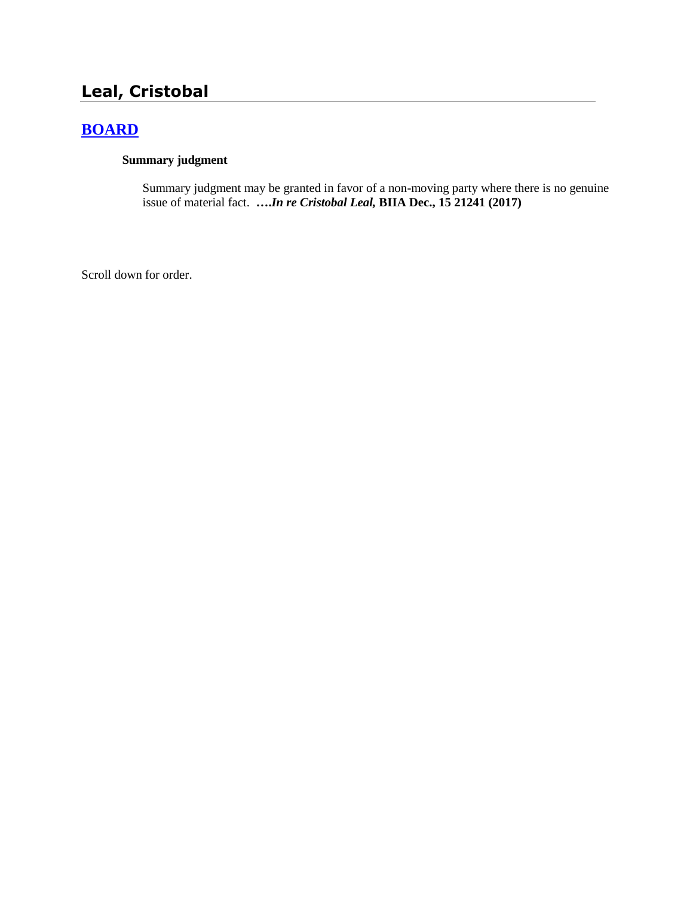## Leal, Cristobal

### BOARD

**Summary judgment**

Summary judgment may be granted in favor of a non-moving party where there is no genuine issue of material fact. **….*In re Cristobal Leal,* BIIA Dec., 15 21241 (2017)**

Scroll down for order.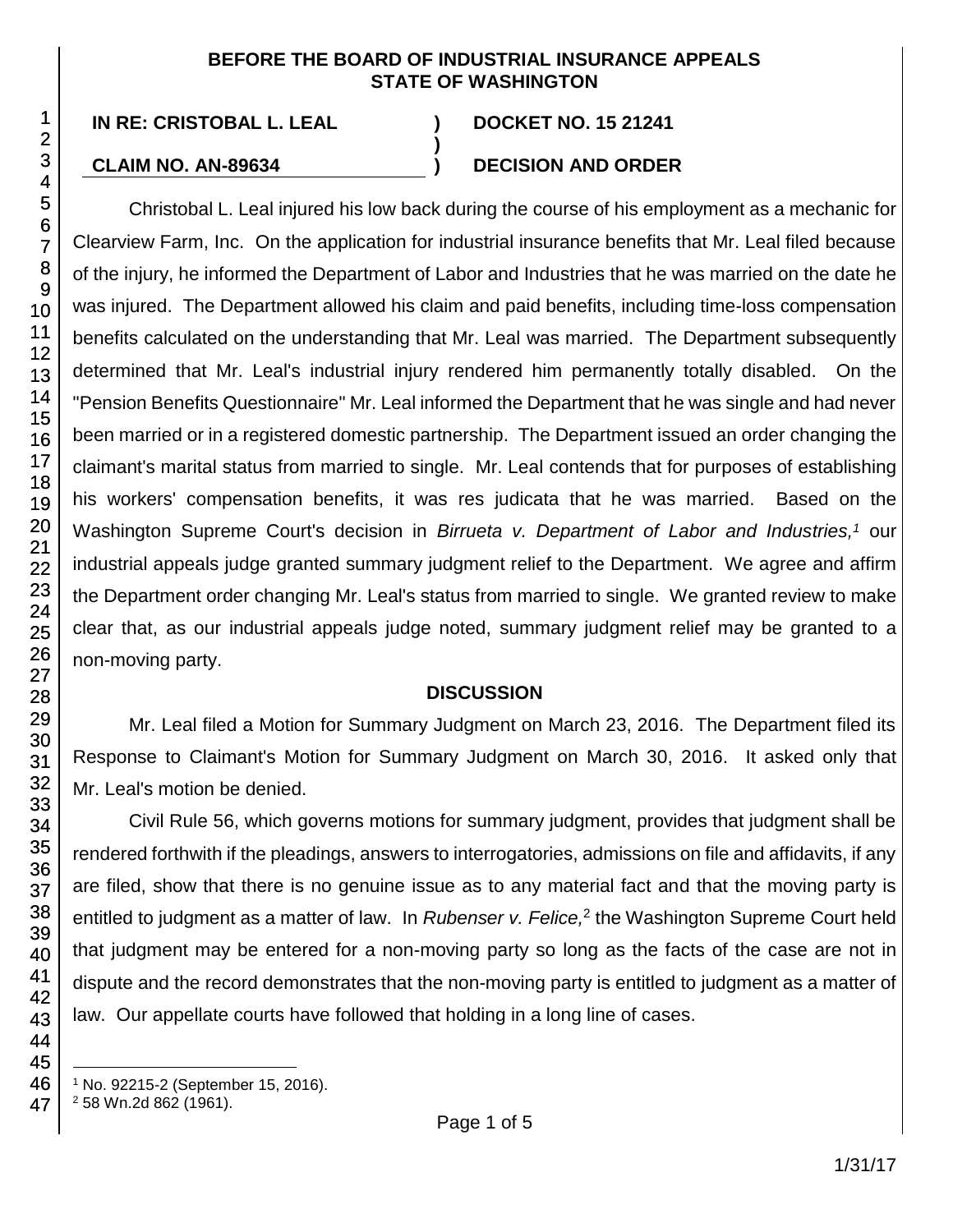**BEFORE THE BOARD OF INDUSTRIAL INSURANCE APPEALS**
**STATE OF WASHINGTON**

| | | |
|---|---|---|
| **IN RE: CRISTOBAL L. LEAL** | **)** | **DOCKET NO. 15 21241** |
| | **)** | |
| **CLAIM NO. AN-89634** | **)** | **DECISION AND ORDER** |

Christobal L. Leal injured his low back during the course of his employment as a mechanic for Clearview Farm, Inc. On the application for industrial insurance benefits that Mr. Leal filed because of the injury, he informed the Department of Labor and Industries that he was married on the date he was injured. The Department allowed his claim and paid benefits, including time-loss compensation benefits calculated on the understanding that Mr. Leal was married. The Department subsequently determined that Mr. Leal's industrial injury rendered him permanently totally disabled. On the "Pension Benefits Questionnaire" Mr. Leal informed the Department that he was single and had never been married or in a registered domestic partnership. The Department issued an order changing the claimant's marital status from married to single. Mr. Leal contends that for purposes of establishing his workers' compensation benefits, it was res judicata that he was married. Based on the Washington Supreme Court's decision in *Birrueta v. Department of Labor and Industries,*[1] our industrial appeals judge granted summary judgment relief to the Department. We agree and affirm the Department order changing Mr. Leal's status from married to single. We granted review to make clear that, as our industrial appeals judge noted, summary judgment relief may be granted to a non-moving party.

## DISCUSSION

Mr. Leal filed a Motion for Summary Judgment on March 23, 2016. The Department filed its Response to Claimant's Motion for Summary Judgment on March 30, 2016. It asked only that Mr. Leal's motion be denied.

Civil Rule 56, which governs motions for summary judgment, provides that judgment shall be rendered forthwith if the pleadings, answers to interrogatories, admissions on file and affidavits, if any are filed, show that there is no genuine issue as to any material fact and that the moving party is entitled to judgment as a matter of law. In *Rubenser v. Felice,*[2] the Washington Supreme Court held that judgment may be entered for a non-moving party so long as the facts of the case are not in dispute and the record demonstrates that the non-moving party is entitled to judgment as a matter of law. Our appellate courts have followed that holding in a long line of cases.

---

[1] No. 92215-2 (September 15, 2016).

[2] 58 Wn.2d 862 (1961).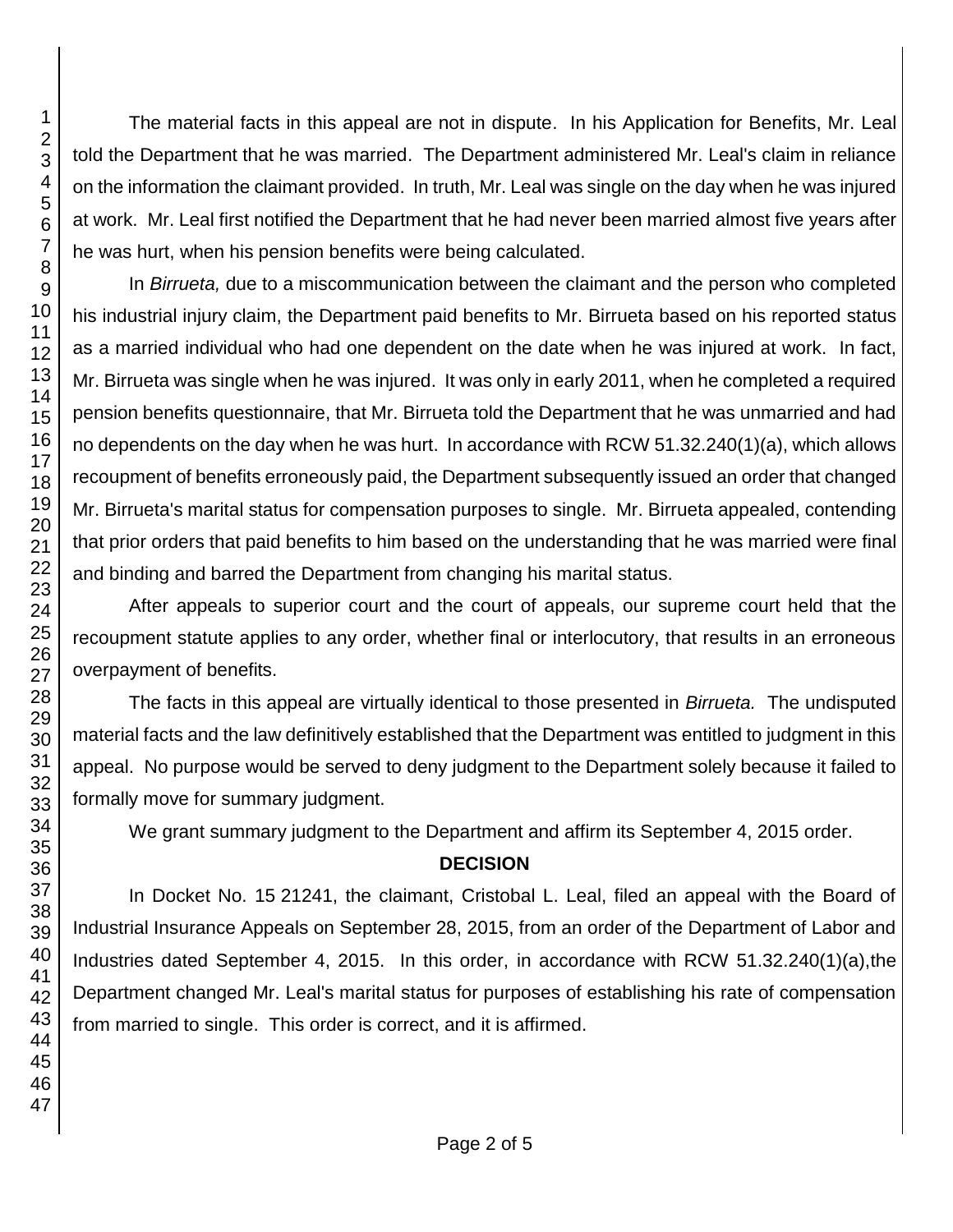The material facts in this appeal are not in dispute. In his Application for Benefits, Mr. Leal told the Department that he was married. The Department administered Mr. Leal's claim in reliance on the information the claimant provided. In truth, Mr. Leal was single on the day when he was injured at work. Mr. Leal first notified the Department that he had never been married almost five years after he was hurt, when his pension benefits were being calculated.

In *Birrueta,* due to a miscommunication between the claimant and the person who completed his industrial injury claim, the Department paid benefits to Mr. Birrueta based on his reported status as a married individual who had one dependent on the date when he was injured at work. In fact, Mr. Birrueta was single when he was injured. It was only in early 2011, when he completed a required pension benefits questionnaire, that Mr. Birrueta told the Department that he was unmarried and had no dependents on the day when he was hurt. In accordance with RCW 51.32.240(1)(a), which allows recoupment of benefits erroneously paid, the Department subsequently issued an order that changed Mr. Birrueta's marital status for compensation purposes to single. Mr. Birrueta appealed, contending that prior orders that paid benefits to him based on the understanding that he was married were final and binding and barred the Department from changing his marital status.

After appeals to superior court and the court of appeals, our supreme court held that the recoupment statute applies to any order, whether final or interlocutory, that results in an erroneous overpayment of benefits.

The facts in this appeal are virtually identical to those presented in *Birrueta.* The undisputed material facts and the law definitively established that the Department was entitled to judgment in this appeal. No purpose would be served to deny judgment to the Department solely because it failed to formally move for summary judgment.

We grant summary judgment to the Department and affirm its September 4, 2015 order.

## DECISION

In Docket No. 15 21241, the claimant, Cristobal L. Leal, filed an appeal with the Board of Industrial Insurance Appeals on September 28, 2015, from an order of the Department of Labor and Industries dated September 4, 2015. In this order, in accordance with RCW 51.32.240(1)(a),the Department changed Mr. Leal's marital status for purposes of establishing his rate of compensation from married to single. This order is correct, and it is affirmed.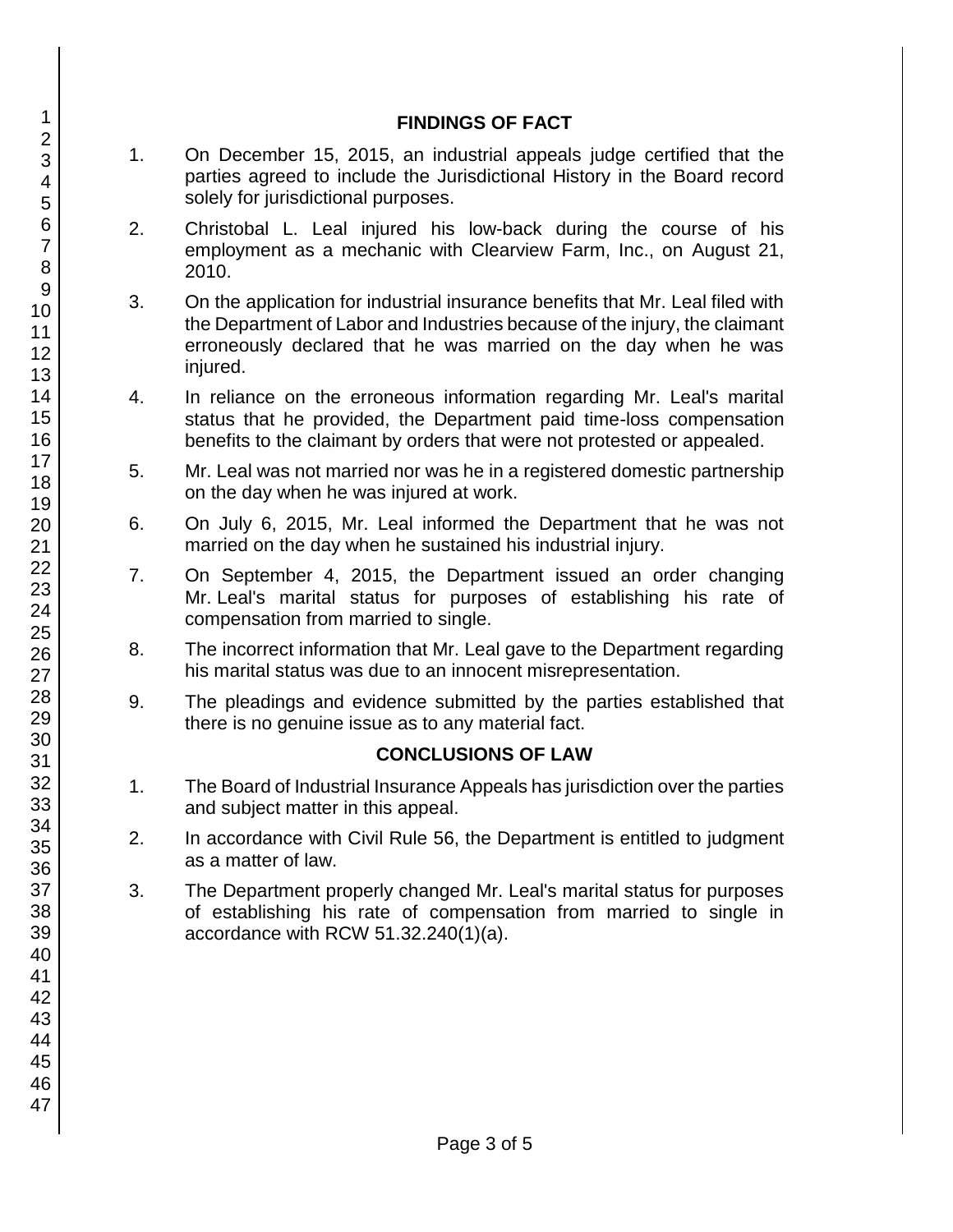## FINDINGS OF FACT

1. On December 15, 2015, an industrial appeals judge certified that the parties agreed to include the Jurisdictional History in the Board record solely for jurisdictional purposes.

2. Christobal L. Leal injured his low-back during the course of his employment as a mechanic with Clearview Farm, Inc., on August 21, 2010.

3. On the application for industrial insurance benefits that Mr. Leal filed with the Department of Labor and Industries because of the injury, the claimant erroneously declared that he was married on the day when he was injured.

4. In reliance on the erroneous information regarding Mr. Leal's marital status that he provided, the Department paid time-loss compensation benefits to the claimant by orders that were not protested or appealed.

5. Mr. Leal was not married nor was he in a registered domestic partnership on the day when he was injured at work.

6. On July 6, 2015, Mr. Leal informed the Department that he was not married on the day when he sustained his industrial injury.

7. On September 4, 2015, the Department issued an order changing Mr. Leal's marital status for purposes of establishing his rate of compensation from married to single.

8. The incorrect information that Mr. Leal gave to the Department regarding his marital status was due to an innocent misrepresentation.

9. The pleadings and evidence submitted by the parties established that there is no genuine issue as to any material fact.

## CONCLUSIONS OF LAW

1. The Board of Industrial Insurance Appeals has jurisdiction over the parties and subject matter in this appeal.

2. In accordance with Civil Rule 56, the Department is entitled to judgment as a matter of law.

3. The Department properly changed Mr. Leal's marital status for purposes of establishing his rate of compensation from married to single in accordance with RCW 51.32.240(1)(a).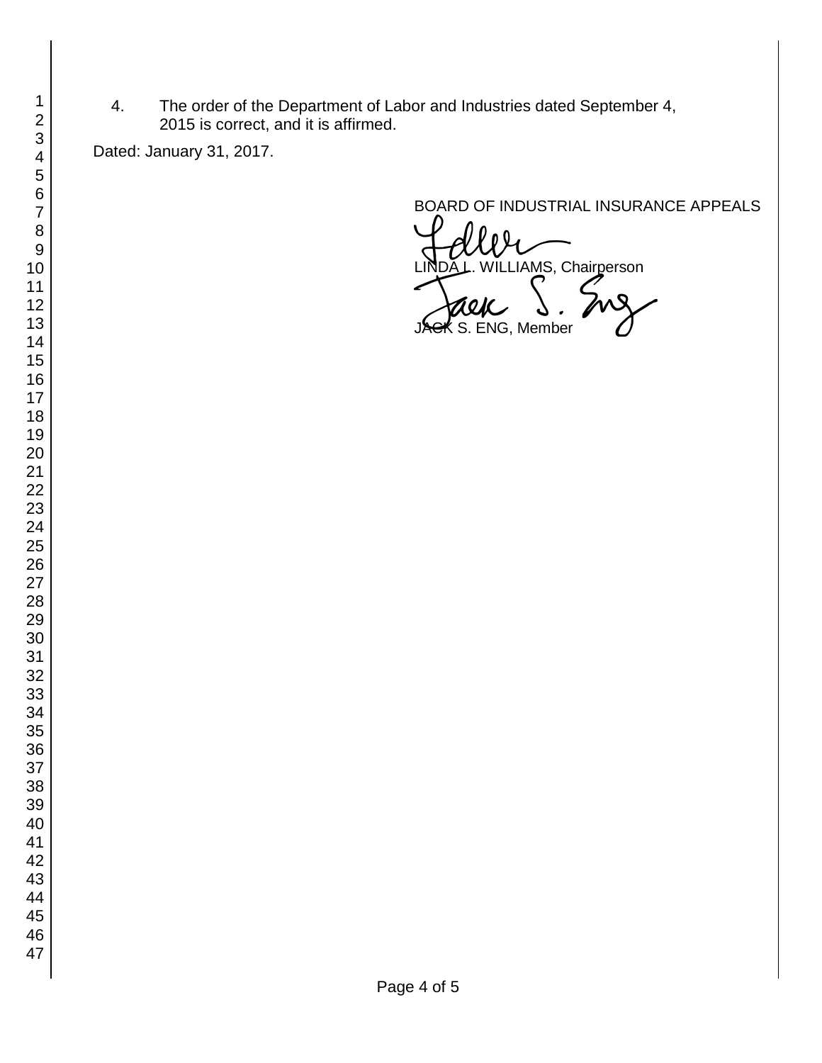4. The order of the Department of Labor and Industries dated September 4, 2015 is correct, and it is affirmed.

Dated: January 31, 2017.

BOARD OF INDUSTRIAL INSURANCE APPEALS

LINDA L. WILLIAMS, Chairperson

JACK S. ENG, Member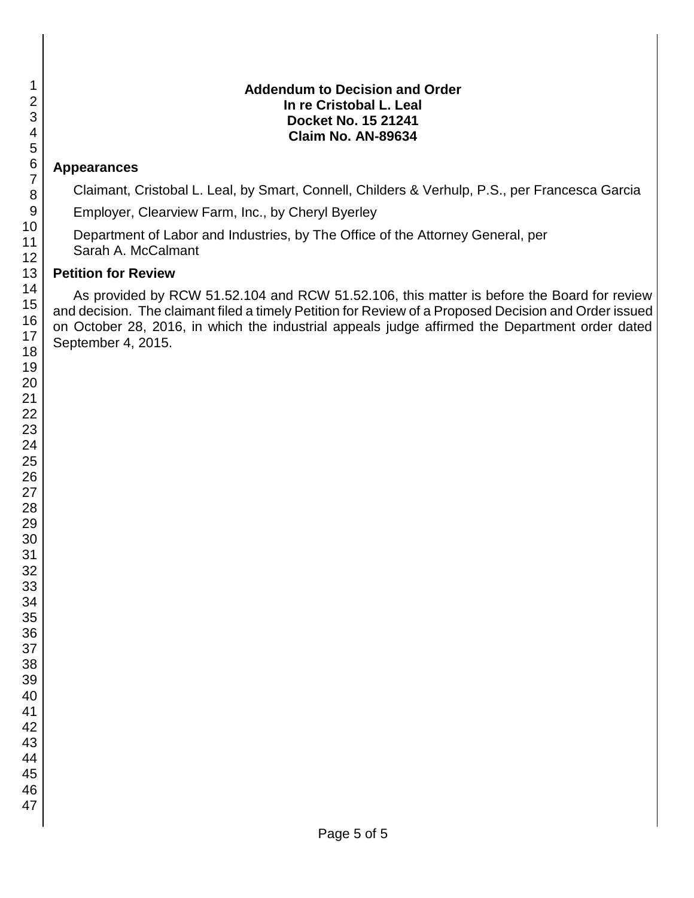**Addendum to Decision and Order**
**In re Cristobal L. Leal**
**Docket No. 15 21241**
**Claim No. AN-89634**

## Appearances

Claimant, Cristobal L. Leal, by Smart, Connell, Childers & Verhulp, P.S., per Francesca Garcia

Employer, Clearview Farm, Inc., by Cheryl Byerley

Department of Labor and Industries, by The Office of the Attorney General, per Sarah A. McCalmant

## Petition for Review

As provided by RCW 51.52.104 and RCW 51.52.106, this matter is before the Board for review and decision. The claimant filed a timely Petition for Review of a Proposed Decision and Order issued on October 28, 2016, in which the industrial appeals judge affirmed the Department order dated September 4, 2015.